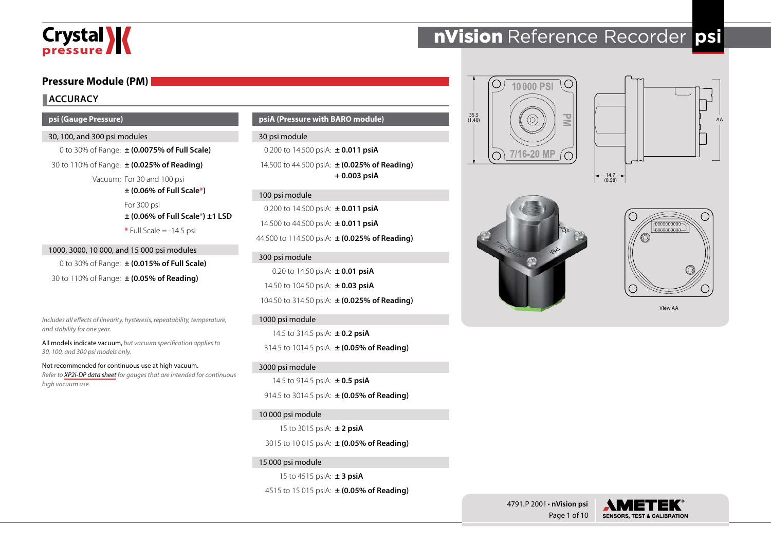# nVision Reference Recorder psi

## Pressure Module (PM)

### ACCURACY

**psi (Gauge Pressure)**

30, 100, and 300 psi modules

| | |
|---|---|
| 0 to 30% of Range: | **± (0.0075% of Full Scale)** |
| 30 to 110% of Range: | **± (0.025% of Reading)** |
| Vacuum: | For 30 and 100 psi **± (0.06% of Full Scale*)** |
| | For 300 psi **± (0.06% of Full Scale*) ±1 LSD** |

* Full Scale = -14.5 psi

1000, 3000, 10 000, and 15 000 psi modules

| | |
|---|---|
| 0 to 30% of Range: | **± (0.015% of Full Scale)** |
| 30 to 110% of Range: | **± (0.05% of Reading)** |

*Includes all effects of linearity, hysteresis, repeatability, temperature, and stability for one year.*

All models indicate vacuum, *but vacuum specification applies to 30, 100, and 300 psi models only.*

Not recommended for continuous use at high vacuum.
*Refer to XP2i-DP data sheet for gauges that are intended for continuous high vacuum use.*

**psiA (Pressure with BARO module)**

30 psi module

| | |
|---|---|
| 0.200 to 14.500 psiA: | **± 0.011 psiA** |
| 14.500 to 44.500 psiA: | **± (0.025% of Reading) + 0.003 psiA** |

100 psi module

| | |
|---|---|
| 0.200 to 14.500 psiA: | **± 0.011 psiA** |
| 14.500 to 44.500 psiA: | **± 0.011 psiA** |
| 44.500 to 114.500 psiA: | **± (0.025% of Reading)** |

300 psi module

| | |
|---|---|
| 0.20 to 14.50 psiA: | **± 0.01 psiA** |
| 14.50 to 104.50 psiA: | **± 0.03 psiA** |
| 104.50 to 314.50 psiA: | **± (0.025% of Reading)** |

1000 psi module

| | |
|---|---|
| 14.5 to 314.5 psiA: | **± 0.2 psiA** |
| 314.5 to 1014.5 psiA: | **± (0.05% of Reading)** |

3000 psi module

| | |
|---|---|
| 14.5 to 914.5 psiA: | **± 0.5 psiA** |
| 914.5 to 3014.5 psiA: | **± (0.05% of Reading)** |

10 000 psi module

| | |
|---|---|
| 15 to 3015 psiA: | **± 2 psiA** |
| 3015 to 10 015 psiA: | **± (0.05% of Reading)** |

15 000 psi module

| | |
|---|---|
| 15 to 4515 psiA: | **± 3 psiA** |
| 4515 to 15 015 psiA: | **± (0.05% of Reading)** |

35.5 (1.40)

14.7 (0.58)

AA

View AA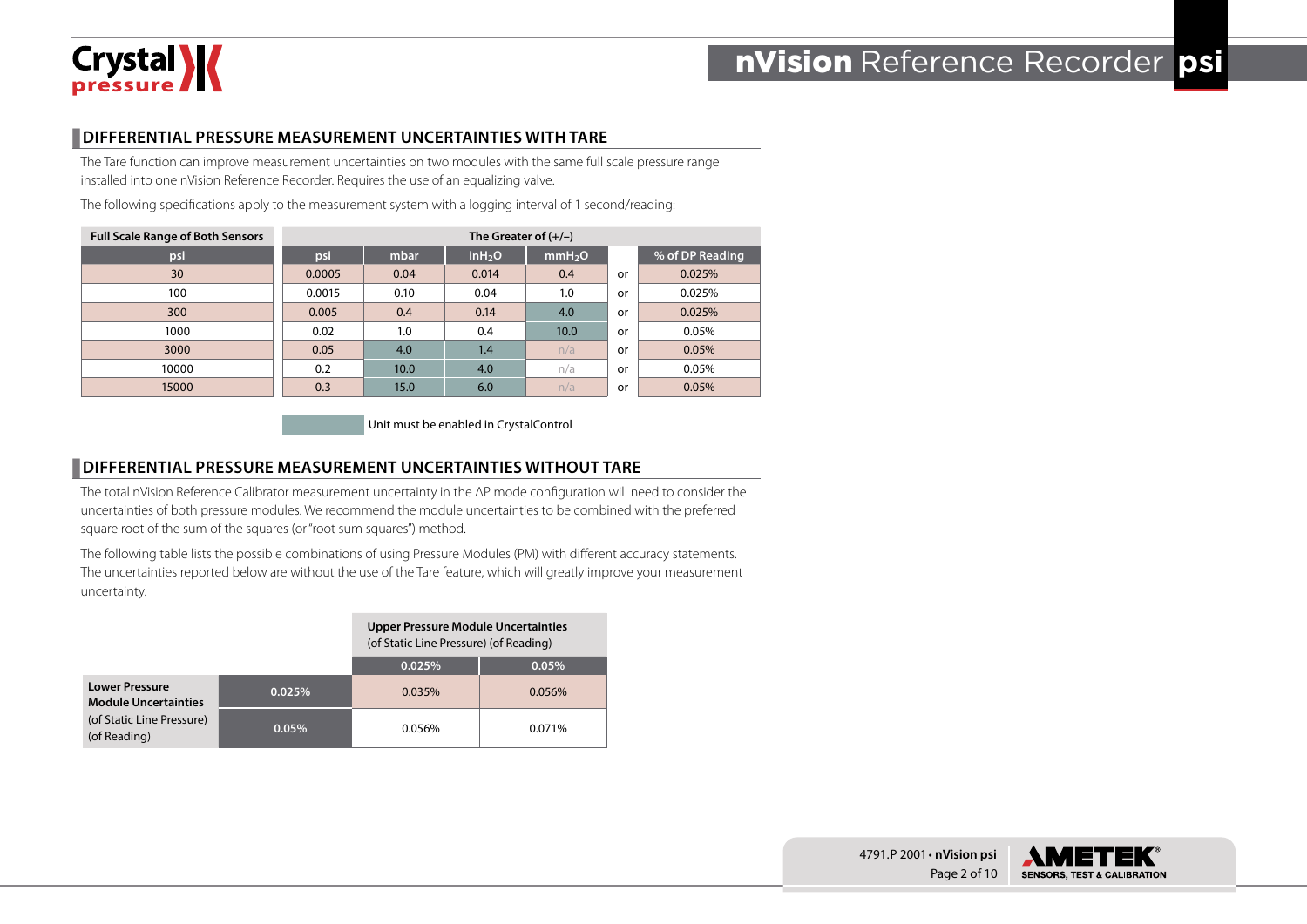## DIFFERENTIAL PRESSURE MEASUREMENT UNCERTAINTIES WITH TARE

The Tare function can improve measurement uncertainties on two modules with the same full scale pressure range installed into one nVision Reference Recorder. Requires the use of an equalizing valve.

The following specifications apply to the measurement system with a logging interval of 1 second/reading:

| Full Scale Range of Both Sensors | The Greater of (+/–) | | | | | |
|---|---|---|---|---|---|---|
| psi | psi | mbar | $inH_2O$ | $mmH_2O$ | | % of DP Reading |
| 30 | 0.0005 | 0.04 | 0.014 | 0.4 | or | 0.025% |
| 100 | 0.0015 | 0.10 | 0.04 | 1.0 | or | 0.025% |
| 300 | 0.005 | 0.4 | 0.14 | 4.0 | or | 0.025% |
| 1000 | 0.02 | 1.0 | 0.4 | 10.0 | or | 0.05% |
| 3000 | 0.05 | 4.0 | 1.4 | n/a | or | 0.05% |
| 10000 | 0.2 | 10.0 | 4.0 | n/a | or | 0.05% |
| 15000 | 0.3 | 15.0 | 6.0 | n/a | or | 0.05% |

Shaded cells: Unit must be enabled in CrystalControl

## DIFFERENTIAL PRESSURE MEASUREMENT UNCERTAINTIES WITHOUT TARE

The total nVision Reference Calibrator measurement uncertainty in the ΔP mode configuration will need to consider the uncertainties of both pressure modules. We recommend the module uncertainties to be combined with the preferred square root of the sum of the squares (or "root sum squares") method.

The following table lists the possible combinations of using Pressure Modules (PM) with different accuracy statements. The uncertainties reported below are without the use of the Tare feature, which will greatly improve your measurement uncertainty.

| | | **Upper Pressure Module Uncertainties** (of Static Line Pressure) (of Reading) | |
|---|---|---|---|
| | | 0.025% | 0.05% |
| **Lower Pressure Module Uncertainties** (of Static Line Pressure) (of Reading) | 0.025% | 0.035% | 0.056% |
| | 0.05% | 0.056% | 0.071% |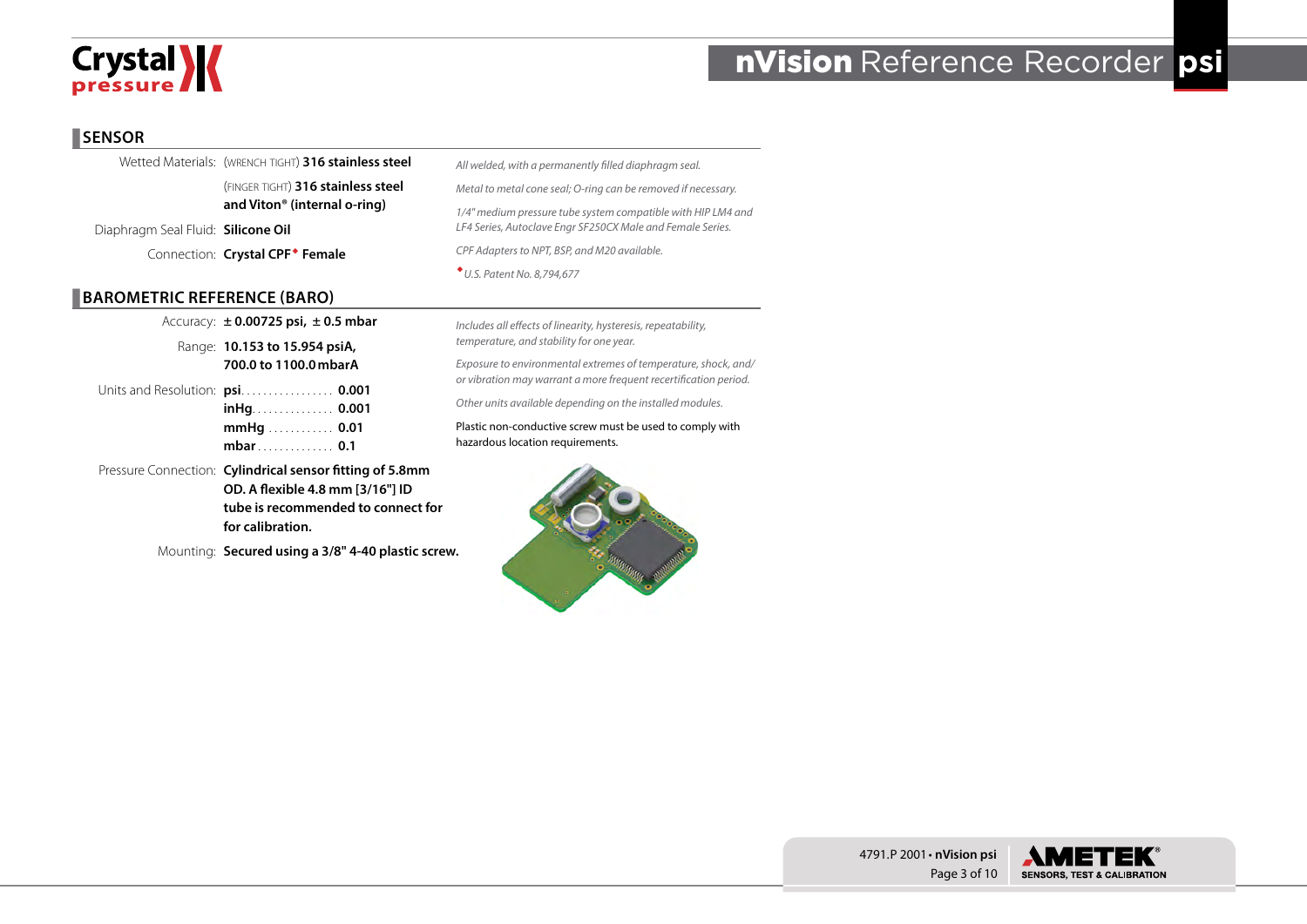## SENSOR

| | | |
|---|---|---|
| Wetted Materials: | (WRENCH TIGHT) **316 stainless steel** | *All welded, with a permanently filled diaphragm seal.* |
| | (FINGER TIGHT) **316 stainless steel and Viton® (internal o-ring)** | *Metal to metal cone seal; O-ring can be removed if necessary.* |
| Diaphragm Seal Fluid: | **Silicone Oil** | *1/4" medium pressure tube system compatible with HIP LM4 and LF4 Series, Autoclave Engr SF250CX Male and Female Series.* |
| Connection: | **Crystal CPF◆ Female** | *CPF Adapters to NPT, BSP, and M20 available.* |
| | | *◆U.S. Patent No. 8,794,677* |

## BAROMETRIC REFERENCE (BARO)

| | | |
|---|---|---|
| Accuracy: | **± 0.00725 psi, ± 0.5 mbar** | *Includes all effects of linearity, hysteresis, repeatability, temperature, and stability for one year.* |
| Range: | **10.153 to 15.954 psiA, 700.0 to 1100.0 mbarA** | *Exposure to environmental extremes of temperature, shock, and/or vibration may warrant a more frequent recertification period.* |
| Units and Resolution: | **psi** ................ **0.001**<br>**inHg** .............. **0.001**<br>**mmHg** ............ **0.01**<br>**mbar** .............. **0.1** | *Other units available depending on the installed modules.*<br><br>Plastic non-conductive screw must be used to comply with hazardous location requirements. |
| Pressure Connection: | **Cylindrical sensor fitting of 5.8mm OD. A flexible 4.8 mm [3/16"] ID tube is recommended to connect for for calibration.** | |
| Mounting: | **Secured using a 3/8" 4-40 plastic screw.** | |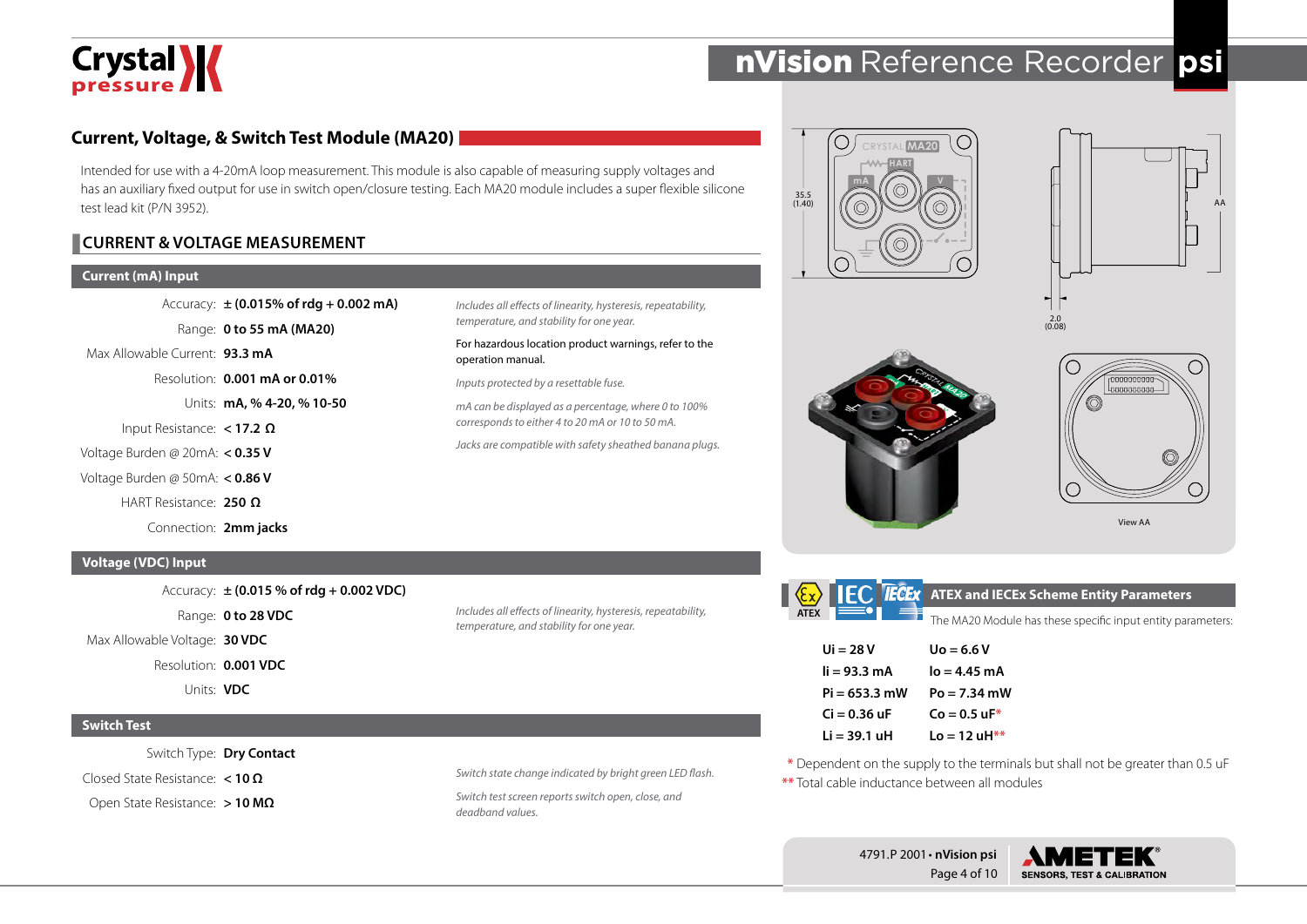## Current, Voltage, & Switch Test Module (MA20)

Intended for use with a 4-20mA loop measurement. This module is also capable of measuring supply voltages and has an auxiliary fixed output for use in switch open/closure testing. Each MA20 module includes a super flexible silicone test lead kit (P/N 3952).

### CURRENT & VOLTAGE MEASUREMENT

#### Current (mA) Input

| | |
|---|---|
| Accuracy: | **± (0.015% of rdg + 0.002 mA)** |
| Range: | **0 to 55 mA (MA20)** |
| Max Allowable Current: | **93.3 mA** |
| Resolution: | **0.001 mA or 0.01%** |
| Units: | **mA, % 4-20, % 10-50** |
| Input Resistance: | **< 17.2 Ω** |
| Voltage Burden @ 20mA: | **< 0.35 V** |
| Voltage Burden @ 50mA: | **< 0.86 V** |
| HART Resistance: | **250 Ω** |
| Connection: | **2mm jacks** |

*Includes all effects of linearity, hysteresis, repeatability, temperature, and stability for one year.*

For hazardous location product warnings, refer to the operation manual.

*Inputs protected by a resettable fuse.*

*mA can be displayed as a percentage, where 0 to 100% corresponds to either 4 to 20 mA or 10 to 50 mA.*

*Jacks are compatible with safety sheathed banana plugs.*

#### Voltage (VDC) Input

| | |
|---|---|
| Accuracy: | **± (0.015 % of rdg + 0.002 VDC)** |
| Range: | **0 to 28 VDC** |
| Max Allowable Voltage: | **30 VDC** |
| Resolution: | **0.001 VDC** |
| Units: | **VDC** |

*Includes all effects of linearity, hysteresis, repeatability, temperature, and stability for one year.*

#### Switch Test

| | |
|---|---|
| Switch Type: | **Dry Contact** |
| Closed State Resistance: | **< 10 Ω** |
| Open State Resistance: | **> 10 MΩ** |

*Switch state change indicated by bright green LED flash.*

*Switch test screen reports switch open, close, and deadband values.*

35.5 (1.40)

2.0 (0.08)

AA

View AA

#### ATEX and IECEx Scheme Entity Parameters

The MA20 Module has these specific input entity parameters:

| | |
|---|---|
| Ui = 28 V | Uo = 6.6 V |
| Ii = 93.3 mA | Io = 4.45 mA |
| Pi = 653.3 mW | Po = 7.34 mW |
| Ci = 0.36 uF | Co = 0.5 uF* |
| Li = 39.1 uH | Lo = 12 uH** |

\* Dependent on the supply to the terminals but shall not be greater than 0.5 uF

** Total cable inductance between all modules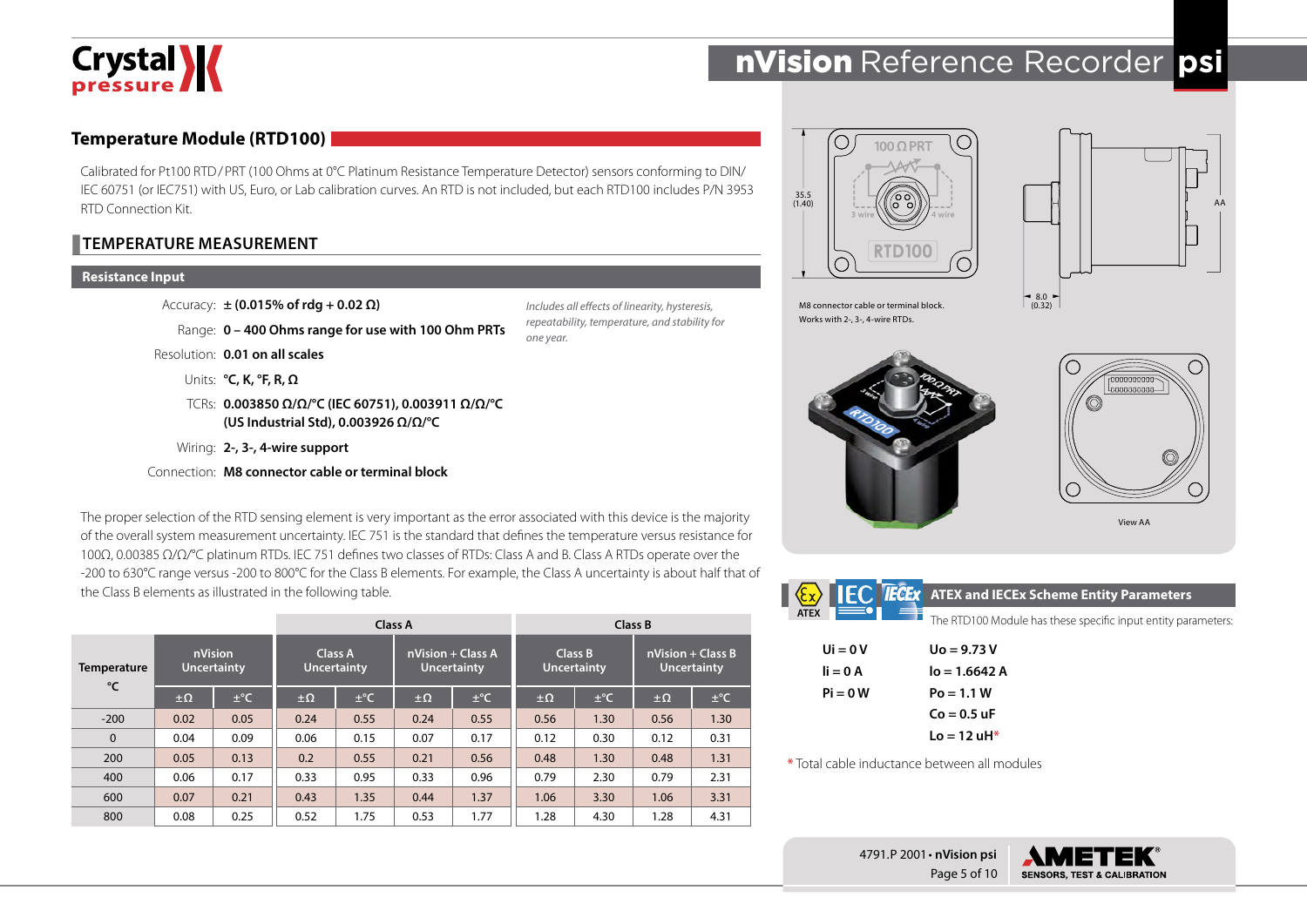## Temperature Module (RTD100)

Calibrated for Pt100 RTD / PRT (100 Ohms at 0°C Platinum Resistance Temperature Detector) sensors conforming to DIN/ IEC 60751 (or IEC751) with US, Euro, or Lab calibration curves. An RTD is not included, but each RTD100 includes P/N 3953 RTD Connection Kit.

### TEMPERATURE MEASUREMENT

#### Resistance Input

Accuracy: **± (0.015% of rdg + 0.02 Ω)**

Range: **0 – 400 Ohms range for use with 100 Ohm PRTs**

Resolution: **0.01 on all scales**

Units: **°C, K, °F, R, Ω**

TCRs: **0.003850 Ω/Ω/°C (IEC 60751), 0.003911 Ω/Ω/°C (US Industrial Std), 0.003926 Ω/Ω/°C**

Wiring: **2-, 3-, 4-wire support**

Connection: **M8 connector cable or terminal block**

*Includes all effects of linearity, hysteresis, repeatability, temperature, and stability for one year.*

The proper selection of the RTD sensing element is very important as the error associated with this device is the majority of the overall system measurement uncertainty. IEC 751 is the standard that defines the temperature versus resistance for 100Ω, 0.00385 Ω/Ω/°C platinum RTDs. IEC 751 defines two classes of RTDs: Class A and B. Class A RTDs operate over the -200 to 630°C range versus -200 to 800°C for the Class B elements. For example, the Class A uncertainty is about half that of the Class B elements as illustrated in the following table.

| Temperature °C | nVision Uncertainty | | Class A Uncertainty | | nVision + Class A Uncertainty | | Class B Uncertainty | | nVision + Class B Uncertainty | |
|---|---|---|---|---|---|---|---|---|---|---|
| | ±Ω | ±°C | ±Ω | ±°C | ±Ω | ±°C | ±Ω | ±°C | ±Ω | ±°C |
| -200 | 0.02 | 0.05 | 0.24 | 0.55 | 0.24 | 0.55 | 0.56 | 1.30 | 0.56 | 1.30 |
| 0 | 0.04 | 0.09 | 0.06 | 0.15 | 0.07 | 0.17 | 0.12 | 0.30 | 0.12 | 0.31 |
| 200 | 0.05 | 0.13 | 0.2 | 0.55 | 0.21 | 0.56 | 0.48 | 1.30 | 0.48 | 1.31 |
| 400 | 0.06 | 0.17 | 0.33 | 0.95 | 0.33 | 0.96 | 0.79 | 2.30 | 0.79 | 2.31 |
| 600 | 0.07 | 0.21 | 0.43 | 1.35 | 0.44 | 1.37 | 1.06 | 3.30 | 1.06 | 3.31 |
| 800 | 0.08 | 0.25 | 0.52 | 1.75 | 0.53 | 1.77 | 1.28 | 4.30 | 1.28 | 4.31 |

M8 connector cable or terminal block. Works with 2-, 3-, 4-wire RTDs.

View AA

#### ATEX and IECEx Scheme Entity Parameters

The RTD100 Module has these specific input entity parameters:

| | |
|---|---|
| Ui = 0 V | Uo = 9.73 V |
| Ii = 0 A | Io = 1.6642 A |
| Pi = 0 W | Po = 1.1 W |
| | Co = 0.5 uF |
| | Lo = 12 uH* |

\* Total cable inductance between all modules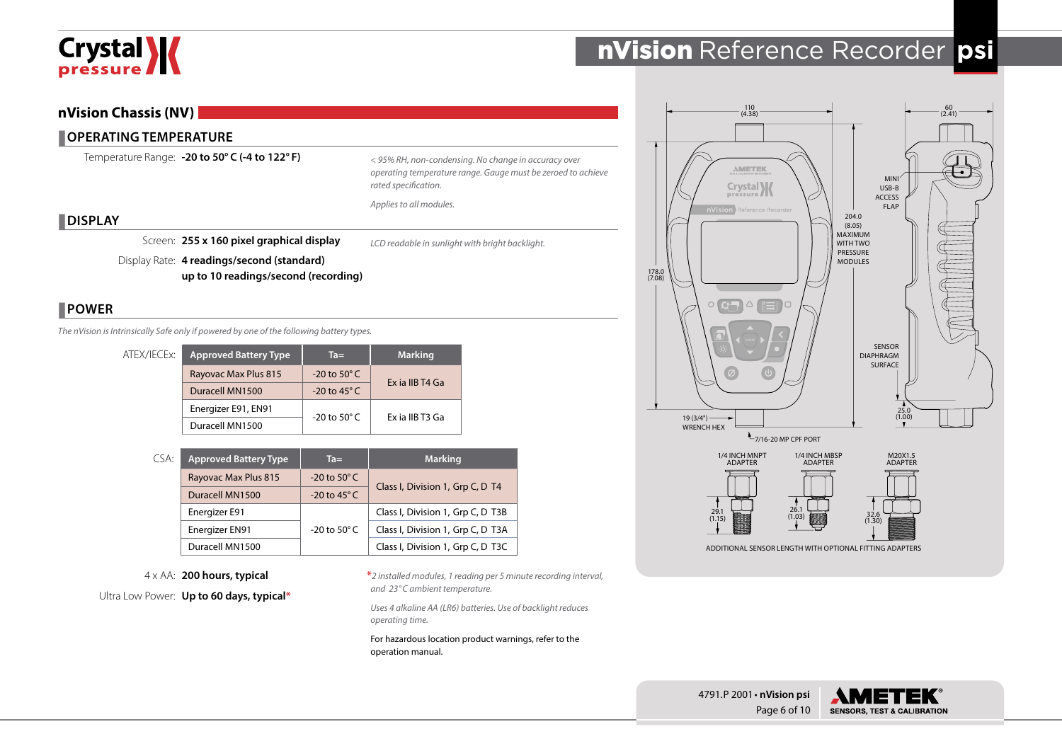## nVision Chassis (NV)

### OPERATING TEMPERATURE

Temperature Range: **-20 to 50° C (-4 to 122° F)**

*< 95% RH, non-condensing. No change in accuracy over operating temperature range. Gauge must be zeroed to achieve rated specification.*

*Applies to all modules.*

### DISPLAY

Screen: **255 x 160 pixel graphical display**

*LCD readable in sunlight with bright backlight.*

Display Rate: **4 readings/second (standard)**
**up to 10 readings/second (recording)**

### POWER

*The nVision is Intrinsically Safe only if powered by one of the following battery types.*

ATEX/IECEx:

| Approved Battery Type | Ta= | Marking |
|---|---|---|
| Rayovac Max Plus 815 | -20 to 50° C | Ex ia IIB T4 Ga |
| Duracell MN1500 | -20 to 45° C | |
| Energizer E91, EN91 | -20 to 50° C | Ex ia IIB T3 Ga |
| Duracell MN1500 | | |

CSA:

| Approved Battery Type | Ta= | Marking |
|---|---|---|
| Rayovac Max Plus 815 | -20 to 50° C | Class I, Division 1, Grp C, D T4 |
| Duracell MN1500 | -20 to 45° C | |
| Energizer E91 | -20 to 50° C | Class I, Division 1, Grp C, D T3B |
| Energizer EN91 | | Class I, Division 1, Grp C, D T3A |
| Duracell MN1500 | | Class I, Division 1, Grp C, D T3C |

4 x AA: **200 hours, typical**

Ultra Low Power: **Up to 60 days, typical***

*2 installed modules, 1 reading per 5 minute recording interval, and 23°C ambient temperature.

*Uses 4 alkaline AA (LR6) batteries. Use of backlight reduces operating time.*

For hazardous location product warnings, refer to the operation manual.

110 (4.38) · 60 (2.41) · 178.0 (7.08) · 204.0 (8.05) MAXIMUM WITH TWO PRESSURE MODULES · MINI USB-B ACCESS FLAP · SENSOR DIAPHRAGM SURFACE · 25.0 (1.00) · 19 (3/4") WRENCH HEX · 7/16-20 MP CPF PORT

1/4 INCH MNPT ADAPTER 29.1 (1.15) · 1/4 INCH MBSP ADAPTER 26.1 (1.03) · M20X1.5 ADAPTER 32.6 (1.30)

ADDITIONAL SENSOR LENGTH WITH OPTIONAL FITTING ADAPTERS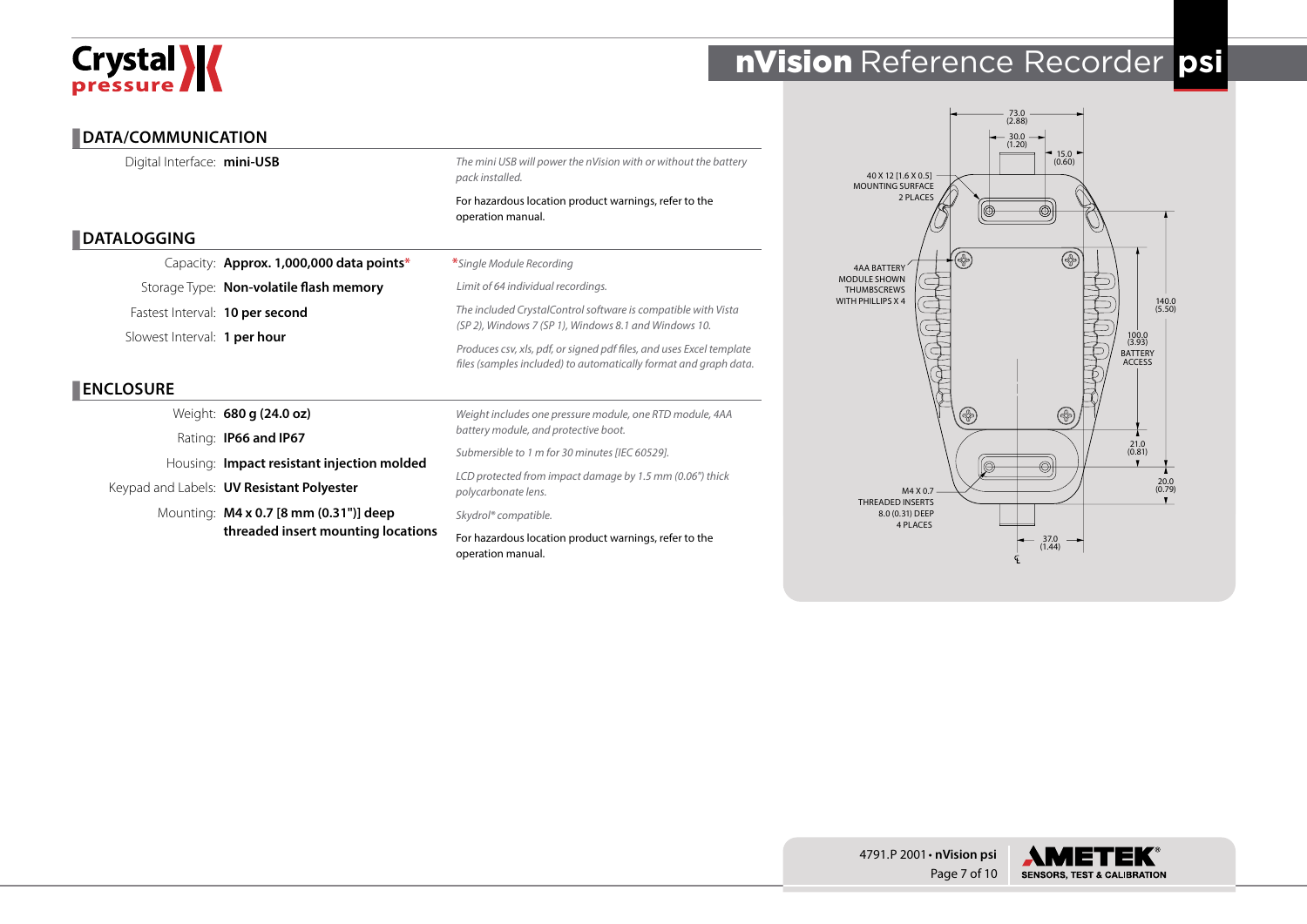## DATA/COMMUNICATION

| | | |
|---|---|---|
| Digital Interface: | **mini-USB** | *The mini USB will power the nVision with or without the battery pack installed.* For hazardous location product warnings, refer to the operation manual. |

## DATALOGGING

| | | |
|---|---|---|
| Capacity: | **Approx. 1,000,000 data points*** | **Single Module Recording* |
| Storage Type: | **Non-volatile flash memory** | *Limit of 64 individual recordings.* |
| Fastest Interval: | **10 per second** | *The included CrystalControl software is compatible with Vista (SP 2), Windows 7 (SP 1), Windows 8.1 and Windows 10.* |
| Slowest Interval: | **1 per hour** | *Produces csv, xls, pdf, or signed pdf files, and uses Excel template files (samples included) to automatically format and graph data.* |

## ENCLOSURE

| | | |
|---|---|---|
| Weight: | **680 g (24.0 oz)** | *Weight includes one pressure module, one RTD module, 4AA battery module, and protective boot.* |
| Rating: | **IP66 and IP67** | *Submersible to 1 m for 30 minutes [IEC 60529].* |
| Housing: | **Impact resistant injection molded** | *LCD protected from impact damage by 1.5 mm (0.06") thick polycarbonate lens.* |
| Keypad and Labels: | **UV Resistant Polyester** | *Skydrol® compatible.* |
| Mounting: | **M4 x 0.7 [8 mm (0.31")] deep threaded insert mounting locations** | For hazardous location product warnings, refer to the operation manual. |

73.0 (2.88)
30.0 (1.20)
15.0 (0.60)
40 X 12 [1.6 X 0.5] MOUNTING SURFACE 2 PLACES
4AA BATTERY MODULE SHOWN THUMBSCREWS WITH PHILLIPS X 4
140.0 (5.50)
100.0 (3.93) BATTERY ACCESS
21.0 (0.81)
20.0 (0.79)
M4 X 0.7 THREADED INSERTS 8.0 (0.31) DEEP 4 PLACES
37.0 (1.44)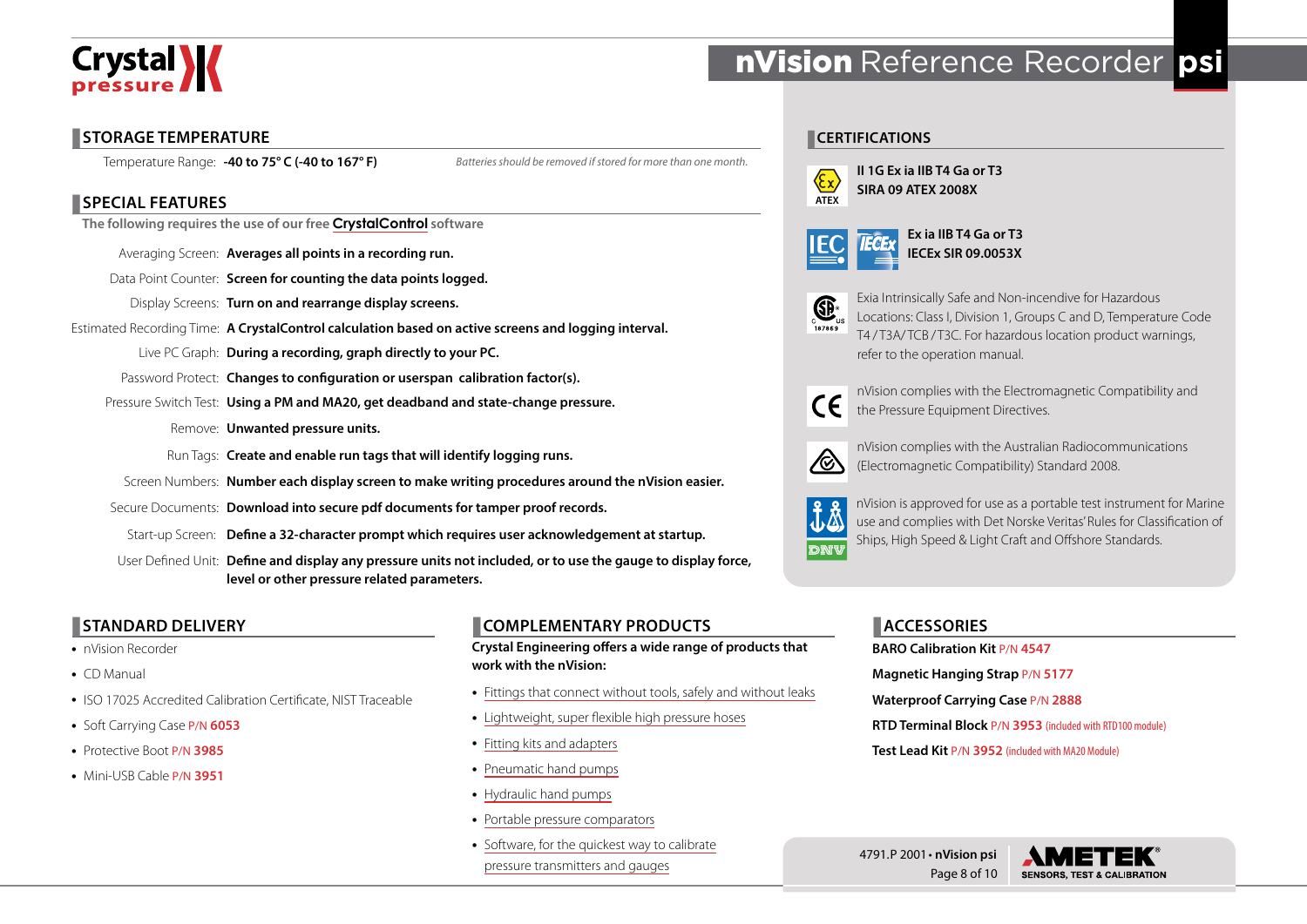# nVision Reference Recorder psi

## STORAGE TEMPERATURE

Temperature Range: **-40 to 75° C (-40 to 167° F)**

*Batteries should be removed if stored for more than one month.*

## SPECIAL FEATURES

The following requires the use of our free **CrystalControl** software

| | |
|---|---|
| Averaging Screen: | **Averages all points in a recording run.** |
| Data Point Counter: | **Screen for counting the data points logged.** |
| Display Screens: | **Turn on and rearrange display screens.** |
| Estimated Recording Time: | **A CrystalControl calculation based on active screens and logging interval.** |
| Live PC Graph: | **During a recording, graph directly to your PC.** |
| Password Protect: | **Changes to configuration or userspan calibration factor(s).** |
| Pressure Switch Test: | **Using a PM and MA20, get deadband and state-change pressure.** |
| Remove: | **Unwanted pressure units.** |
| Run Tags: | **Create and enable run tags that will identify logging runs.** |
| Screen Numbers: | **Number each display screen to make writing procedures around the nVision easier.** |
| Secure Documents: | **Download into secure pdf documents for tamper proof records.** |
| Start-up Screen: | **Define a 32-character prompt which requires user acknowledgement at startup.** |
| User Defined Unit: | **Define and display any pressure units not included, or to use the gauge to display force, level or other pressure related parameters.** |

## CERTIFICATIONS

ATEX: **II 1G Ex ia IIB T4 Ga or T3**
**SIRA 09 ATEX 2008X**

IEC / IECEx: **Ex ia IIB T4 Ga or T3**
**IECEx SIR 09.0053X**

CSA (187869): Exia Intrinsically Safe and Non-incendive for Hazardous Locations: Class I, Division 1, Groups C and D, Temperature Code T4 / T3A/ TCB / T3C. For hazardous location product warnings, refer to the operation manual.

CE: nVision complies with the Electromagnetic Compatibility and the Pressure Equipment Directives.

nVision complies with the Australian Radiocommunications (Electromagnetic Compatibility) Standard 2008.

DNV: nVision is approved for use as a portable test instrument for Marine use and complies with Det Norske Veritas' Rules for Classification of Ships, High Speed & Light Craft and Offshore Standards.

## STANDARD DELIVERY

- nVision Recorder
- CD Manual
- ISO 17025 Accredited Calibration Certificate, NIST Traceable
- Soft Carrying Case P/N **6053**
- Protective Boot P/N **3985**
- Mini-USB Cable P/N **3951**

## COMPLEMENTARY PRODUCTS

**Crystal Engineering offers a wide range of products that work with the nVision:**

- Fittings that connect without tools, safely and without leaks
- Lightweight, super flexible high pressure hoses
- Fitting kits and adapters
- Pneumatic hand pumps
- Hydraulic hand pumps
- Portable pressure comparators
- Software, for the quickest way to calibrate pressure transmitters and gauges

## ACCESSORIES

**BARO Calibration Kit** P/N **4547**
**Magnetic Hanging Strap** P/N **5177**
**Waterproof Carrying Case** P/N **2888**
**RTD Terminal Block** P/N **3953** (included with RTD100 module)
**Test Lead Kit** P/N **3952** (included with MA20 Module)

4791.P 2001 • **nVision psi**

AMETEK® SENSORS, TEST & CALIBRATION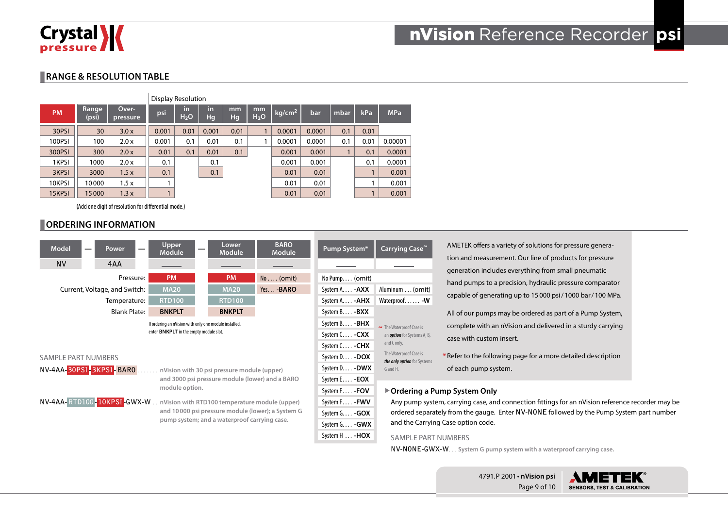## RANGE & RESOLUTION TABLE

| | | | Display Resolution | | | | | | | | | |
|---|---|---|---|---|---|---|---|---|---|---|---|---|
| **PM** | **Range (psi)** | **Over-pressure** | **psi** | **in $H_2O$** | **in Hg** | **mm Hg** | **mm $H_2O$** | **kg/cm²** | **bar** | **mbar** | **kPa** | **MPa** |
| 30PSI | 30 | 3.0 x | 0.001 | 0.01 | 0.001 | 0.01 | 1 | 0.0001 | 0.0001 | 0.1 | 0.01 | |
| 100PSI | 100 | 2.0 x | 0.001 | 0.1 | 0.01 | 0.1 | 1 | 0.0001 | 0.0001 | 0.1 | 0.01 | 0.00001 |
| 300PSI | 300 | 2.0 x | 0.01 | 0.1 | 0.01 | 0.1 | | 0.001 | 0.001 | 1 | 0.1 | 0.0001 |
| 1KPSI | 1000 | 2.0 x | 0.1 | | 0.1 | | | 0.001 | 0.001 | | 0.1 | 0.0001 |
| 3KPSI | 3000 | 1.5 x | 0.1 | | 0.1 | | | 0.01 | 0.01 | | 1 | 0.001 |
| 10KPSI | 10 000 | 1.5 x | 1 | | | | | 0.01 | 0.01 | | 1 | 0.001 |
| 15KPSI | 15 000 | 1.3 x | 1 | | | | | 0.01 | 0.01 | | 1 | 0.001 |

(Add one digit of resolution for differential mode.)

## ORDERING INFORMATION

| | **Model** | **Power** | **Upper Module** | **Lower Module** | **BARO Module** |
|---|---|---|---|---|---|
| | NV | 4AA | ____ | ____ | ____ |
| Pressure: | | | PM | PM | No . . . . (omit) |
| Current, Voltage, and Switch: | | | MA20 | MA20 | Yes . . . -BARO |
| Temperature: | | | RTD100 | RTD100 | |
| Blank Plate: | | | BNKPLT | BNKPLT | |

If ordering an nVision with only one module installed, enter **BNKPLT** in the empty module slot.

| **Pump System*** | **Carrying Case~** |
|---|---|
| ____ | ____ |
| No Pump. . . . (omit) | Aluminum . . . (omit) |
| System A. . . . **-AXX** | Waterproof. . . . . . **-W** |
| System A. . . . **-AHX** | |
| System B. . . . **-BXX** | |
| System B. . . . **-BHX** | |
| System C. . . . **-CXX** | |
| System C. . . . **-CHX** | |
| System D. . . . **-DOX** | |
| System D. . . . **-DWX** | |
| System E. . . . **-EOX** | |
| System F. . . . **-FOV** | |
| System F. . . . **-FWV** | |
| System G. . . . **-GOX** | |
| System G. . . . **-GWX** | |
| System H . . . **-HOX** | |

~ The Waterproof Case is an *option* for Systems A, B, and C only.

The Waterproof Case is *the only option* for Systems G and H.

SAMPLE PART NUMBERS

NV-4AA-30PSI-3KPSI-BARO . . . . . . . nVision with 30 psi pressure module (upper) and 3000 psi pressure module (lower) and a BARO module option.

NV-4AA-RTD100-10KPSI-GWX-W . . nVision with RTD100 temperature module (upper) and 10 000 psi pressure module (lower); a System G pump system; and a waterproof carrying case.

AMETEK offers a variety of solutions for pressure generation and measurement. Our line of products for pressure generation includes everything from small pneumatic hand pumps to a precision, hydraulic pressure comparator capable of generating up to 15 000 psi / 1000 bar / 100 MPa.

All of our pumps may be ordered as part of a Pump System, complete with an nVision and delivered in a sturdy carrying case with custom insert.

*Refer to the following page for a more detailed description of each pump system.

### ▶ Ordering a Pump System Only

Any pump system, carrying case, and connection fittings for an nVision reference recorder may be ordered separately from the gauge. Enter NV-NONE followed by the Pump System part number and the Carrying Case option code.

SAMPLE PART NUMBERS

NV-NONE-GWX-W. . . System G pump system with a waterproof carrying case.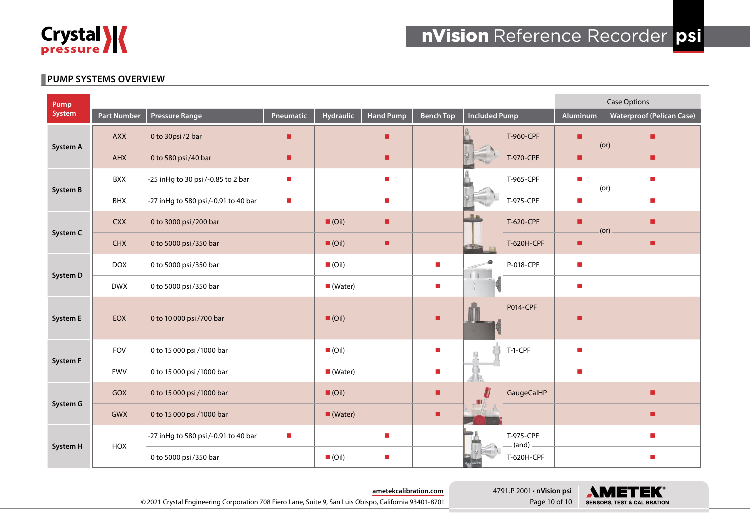## PUMP SYSTEMS OVERVIEW

| Pump System | Part Number | Pressure Range | Pneumatic | Hydraulic | Hand Pump | Bench Top | Included Pump | Case Options: Aluminum | Case Options: Waterproof (Pelican Case) |
|---|---|---|---|---|---|---|---|---|---|
| System A | AXX | 0 to 30psi / 2 bar | ■ | | ■ | | T-960-CPF | ■ (or) | ■ |
| | AHX | 0 to 580 psi / 40 bar | ■ | | ■ | | T-970-CPF | ■ (or) | ■ |
| System B | BXX | -25 inHg to 30 psi / -0.85 to 2 bar | ■ | | ■ | | T-965-CPF | ■ (or) | ■ |
| | BHX | -27 inHg to 580 psi / -0.91 to 40 bar | ■ | | ■ | | T-975-CPF | ■ (or) | ■ |
| System C | CXX | 0 to 3000 psi / 200 bar | | ■ (Oil) | ■ | | T-620-CPF | ■ (or) | ■ |
| | CHX | 0 to 5000 psi / 350 bar | | ■ (Oil) | ■ | | T-620H-CPF | ■ (or) | ■ |
| System D | DOX | 0 to 5000 psi / 350 bar | | ■ (Oil) | | ■ | P-018-CPF | ■ | |
| | DWX | 0 to 5000 psi / 350 bar | | ■ (Water) | | ■ | | ■ | |
| System E | EOX | 0 to 10 000 psi / 700 bar | | ■ (Oil) | | ■ | P014-CPF | ■ | |
| System F | FOV | 0 to 15 000 psi / 1000 bar | | ■ (Oil) | | ■ | T-1-CPF | ■ | |
| | FWV | 0 to 15 000 psi / 1000 bar | | ■ (Water) | | ■ | | ■ | |
| System G | GOX | 0 to 15 000 psi / 1000 bar | | ■ (Oil) | | ■ | GaugeCalHP | | ■ |
| | GWX | 0 to 15 000 psi / 1000 bar | | ■ (Water) | | ■ | | | ■ |
| System H | HOX | -27 inHg to 580 psi / -0.91 to 40 bar | ■ | | ■ | | T-975-CPF (and) | | ■ |
| | | 0 to 5000 psi / 350 bar | | ■ (Oil) | ■ | | T-620H-CPF | | ■ |

ametekcalibration.com

© 2021 Crystal Engineering Corporation 708 Fiero Lane, Suite 9, San Luis Obispo, California 93401-8701

4791.P 2001 • nVision psi